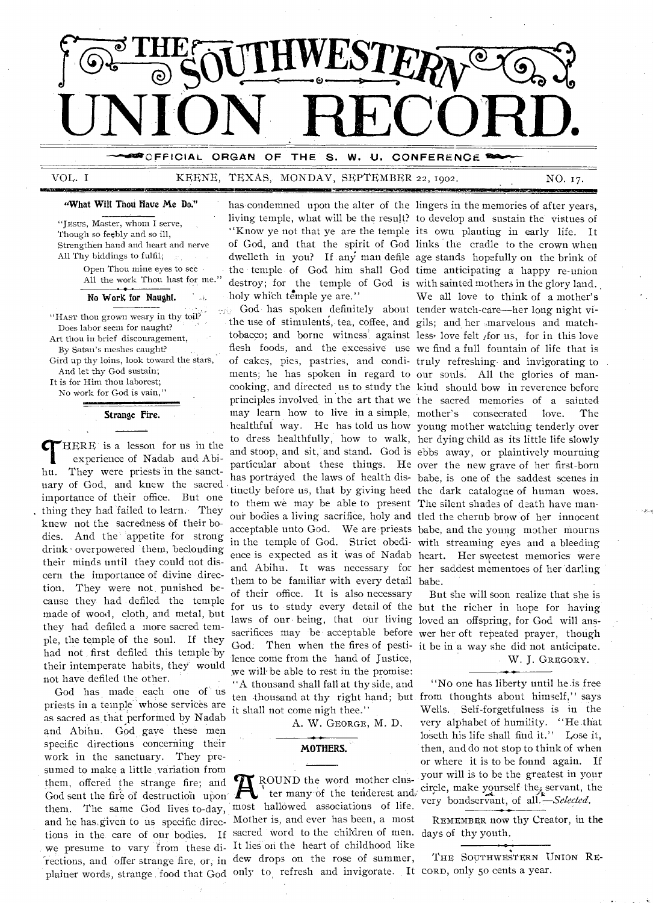# THE SOUTHWESTERN UNION RECORD.

OFFICIAL ORGAN OF THE S. W. U. CONFERENCE

VOL. I — KEENE, TEXAS, MONDAY, SEPTEMBER 22, 1902. — NO. 17.

### "What Wilt Thou Have Me Do."

"JESUS, Master, whom I serve,
Though so feebly and so ill,
Strengthen hand and heart and nerve
All Thy biddings to fulfil;
Open Thou mine eyes to see
All the work Thou hast for me."

### No Work for Naught.

"HAST thou grown weary in thy toil?
Does labor seem for naught?
Art thou in brief discouragement,
By Satan's meshes caught?
Gird up thy loins, look toward the stars,
And let thy God sustain;
It is for Him thou laborest;
No work for God is vain."

### Strange Fire.

THERE is a lesson for us in the experience of Nadab and Abihu. They were priests in the sanctuary of God, and knew the sacred importance of their office. But one thing they had failed to learn. They knew not the sacredness of their bodies. And the appetite for strong drink overpowered them, beclouding their minds until they could not discern the importance of divine direction. They were not punished because they had defiled the temple made of wood, cloth, and metal, but they had defiled a more sacred temple, the temple of the soul. If they had not first defiled this temple by their intemperate habits, they would not have defiled the other.

God has made each one of us priests in a temple whose services are as sacred as that performed by Nadab and Abihu. God gave these men specific directions concerning their work in the sanctuary. They presumed to make a little variation from them, offered the strange fire; and God sent the fire of destruction upon them. The same God lives to-day, and he has given to us specific directions in the care of our bodies. If we presume to vary from these directions, and offer strange fire, or, in plainer words, strange food that God has condemned upon the alter of the living temple, what will be the result? "Know ye not that ye are the temple of God, and that the spirit of God dwelleth in you? If any man defile the temple of God him shall God destroy; for the temple of God is holy which temple ye are."

God has spoken definitely about the use of stimulents, tea, coffee, and tobacco; and borne witness against flesh foods, and the excessive use of cakes, pies, pastries, and condiments; he has spoken in regard to cooking, and directed us to study the principles involved in the art that we may learn how to live in a simple, healthful way. He has told us how to dress healthfully, how to walk, and stoop, and sit, and stand. God is particular about these things. He has portrayed the laws of health distinctly before us, that by giving heed to them we may be able to present our bodies a living sacrifice, holy and acceptable unto God. We are priests in the temple of God. Strict obedience is expected as it was of Nadab and Abihu. It was necessary for them to be familiar with every detail of their office. It is also necessary for us to study every detail of the laws of our being, that our living sacrifices may be acceptable before God. Then when the fires of pestilence come from the hand of Justice, we will be able to rest in the promise: "A thousand shall fall at thy side, and ten thousand at thy right hand; but it shall not come nigh thee."

A. W. GEORGE, M. D.

### MOTHERS.

AROUND the word mother cluster many of the tenderest and most hallowed associations of life. Mother is, and ever has been, a most sacred word to the children of men. It lies on the heart of childhood like dew drops on the rose of summer, only to refresh and invigorate. It lingers in the memories of after years, to develop and sustain the virtues of its own planting in early life. It links the cradle to the crown when age stands hopefully on the brink of time anticipating a happy re-union with sainted mothers in the glory land.

We all love to think of a mother's tender watch-care—her long night vigils; and her marvelous and matchless love felt for us, for in this love we find a full fountain of life that is truly refreshing and invigorating to our souls. All the glories of mankind should bow in reverence before the sacred memories of a sainted mother's consecrated love. The young mother watching tenderly over her dying child as its little life slowly ebbs away, or plaintively mourning over the new grave of her first-born babe, is one of the saddest scenes in the dark catalogue of human woes. The silent shades of death have mantled the cherub brow of her innocent babe, and the young mother mourns with streaming eyes and a bleeding heart. Her sweetest memories were her saddest mementoes of her darling babe.

But she will soon realize that she is but the richer in hope for having loved an offspring, for God will answer her oft repeated prayer, though it be in a way she did not anticipate.

W. J. GREGORY.

"No one has liberty until he is free from thoughts about himself," says Wells. Self-forgetfulness is in the very alphabet of humility. "He that loseth his life shall find it." Lose it, then, and do not stop to think of when or where it is to be found again. If your will is to be the greatest in your circle, make yourself the servant, the very bondservant, of all.—*Selected.*

REMEMBER now thy Creator, in the days of thy youth.

THE SOUTHWESTERN UNION RECORD, only 50 cents a year.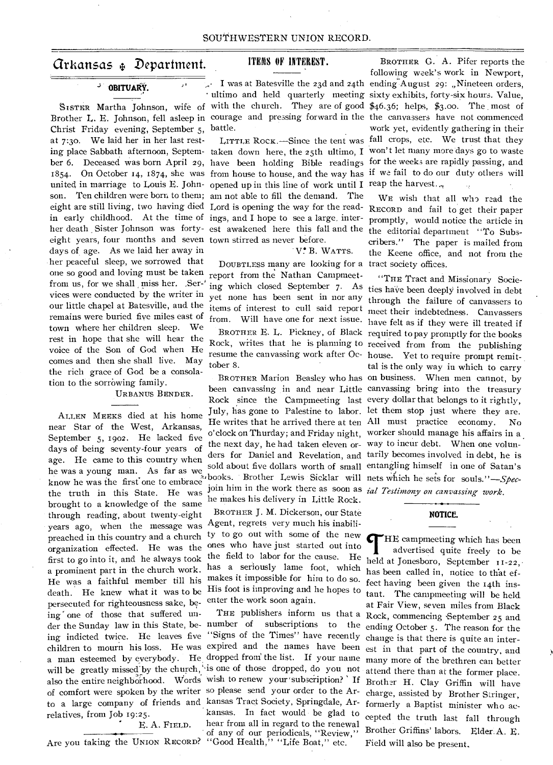# Arkansas Department.

## OBITUARY.

SISTER Martha Johnson, wife of Brother L. E. Johnson, fell asleep in Christ Friday evening, September 5, at 7:30. We laid her in her last resting place Sabbath afternoon, September 6. Deceased was born April 29, 1854. On October 14, 1874, she was united in marriage to Louis E. Johnson. Ten children were born to them; eight are still living, two having died in early childhood. At the time of her death Sister Johnson was forty-eight years, four months and seven days of age. As we laid her away in her peaceful sleep, we sorrowed that one so good and loving must be taken from us, for we shall miss her. Services were conducted by the writer in our little chapel at Batesville, and the remains were buried five miles east of town where her children sleep. We rest in hope that she will hear the voice of the Son of God when He comes and then she shall live. May the rich grace of God be a consolation to the sorrowing family.

URBANUS BENDER.

---

ALLEN MEEKS died at his home near Star of the West, Arkansas, September 5, 1902. He lacked five days of being seventy-four years of age. He came to this country when he was a young man. As far as we know he was the first one to embrace the truth in this State. He was brought to a knowledge of the same through reading, about twenty-eight years ago, when the message was preached in this country and a church organization effected. He was the first to go into it, and he always took a prominent part in the church work. He was a faithful member till his death. He knew what it was to be persecuted for righteousness sake, being one of those that suffered under the Sunday law in this State, being indicted twice. He leaves five children to mourn his loss. He was a man esteemed by everybody. He will be greatly missed by the church, also the entire neighborhood. Words of comfort were spoken by the writer to a large company of friends and relatives, from Job 19:25.

E. A. FIELD.

---

Are you taking the UNION RECORD?

## ITEMS OF INTEREST.

I was at Batesville the 23d and 24th ultimo and held quarterly meeting with the church. They are of good courage and pressing forward in the battle.

LITTLE ROCK.—Since the tent was taken down here, the 25th ultimo, I have been holding Bible readings from house to house, and the way has opened up in this line of work until I am not able to fill the demand. The Lord is opening the way for the readings, and I hope to see a large, interest awakened here this fall and the town stirred as never before.

V. B. WATTS.

DOUBTLESS many are looking for a report from the Nathan Campmeeting which closed September 7. As yet none has been sent in nor any items of interest to cull said report from. Will have one for next issue.

BROTHER E. L. Pickney, of Black Rock, writes that he is planning to resume the canvassing work after October 8.

BROTHER Marion Beasley who has been canvassing in and near Little Rock since the Campmeeting last July, has gone to Palestine to labor. He writes that he arrived there at ten o'clock on Thurday; and Friday night, the next day, he had taken eleven orders for Daniel and Revelation, and sold about five dollars worth of small books. Brother Lewis Sicklar will join him in the work there as soon as he makes his delivery in Little Rock.

BROTHER J. M. Dickerson, our State Agent, regrets very much his inability to go out with some of the new ones who have just started out into the field to labor for the cause. He has a seriously lame foot, which makes it impossible for him to do so. His foot is improving and he hopes to enter the work soon again.

THE publishers inform us that a number of subscriptions to the "Signs of the Times" have recently expired and the names have been dropped from the list. If your name is one of those dropped, do you not wish to renew your subscription? If so please send your order to the Arkansas Tract Society, Springdale, Arkansas. In fact would be glad to hear from all in regard to the renewal of any of our periodicals, "Review," "Good Health," "Life Boat," etc.

BROTHER G. A. Pifer reports the following week's work in Newport, ending August 29: "Nineteen orders, sixty exhibits, forty-six hours. Value, $46.36; helps, $3.00. The most of the canvassers have not commenced work yet, evidently gathering in their fall crops, etc. We trust that they won't let many more days go to waste for the weeks are rapidly passing, and if we fail to do our duty others will reap the harvest."

WE wish that all who read the RECORD and fail to get their paper promptly, would notice the article in the editorial department "To Subscribers." The paper is mailed from the Keene office, and not from the tract society offices.

"THE Tract and Missionary Societies have been deeply involved in debt through the failure of canvassers to meet their indebtedness. Canvassers have felt as if they were ill treated if required to pay promptly for the books received from from the publishing house. Yet to require prompt remittal is the only way in which to carry on business. When men cannot, by canvassing bring into the treasury every dollar that belongs to it rightly, let them stop just where they are. All must practice economy. No worker should manage his affairs in a way to incur debt. When one voluntarily becomes involved in debt, he is entangling himself in one of Satan's nets which he sets for souls."—*Special Testimony on canvassing work.*

## NOTICE.

THE campmeeting which has been advertised quite freely to be held at Jonesboro, September 11-22, has been called in, notice to that effect having been given the 14th instant. The campmeeting will be held at Fair View, seven miles from Black Rock, commencing September 25 and ending October 5. The reason for the change is that there is quite an interest in that part of the country, and many more of the brethren can better attend there than at the former place. Brother H. Clay Griffin will have charge, assisted by Brother Stringer, formerly a Baptist minister who accepted the truth last fall through Brother Griffins' labors. Elder A. E. Field will also be present.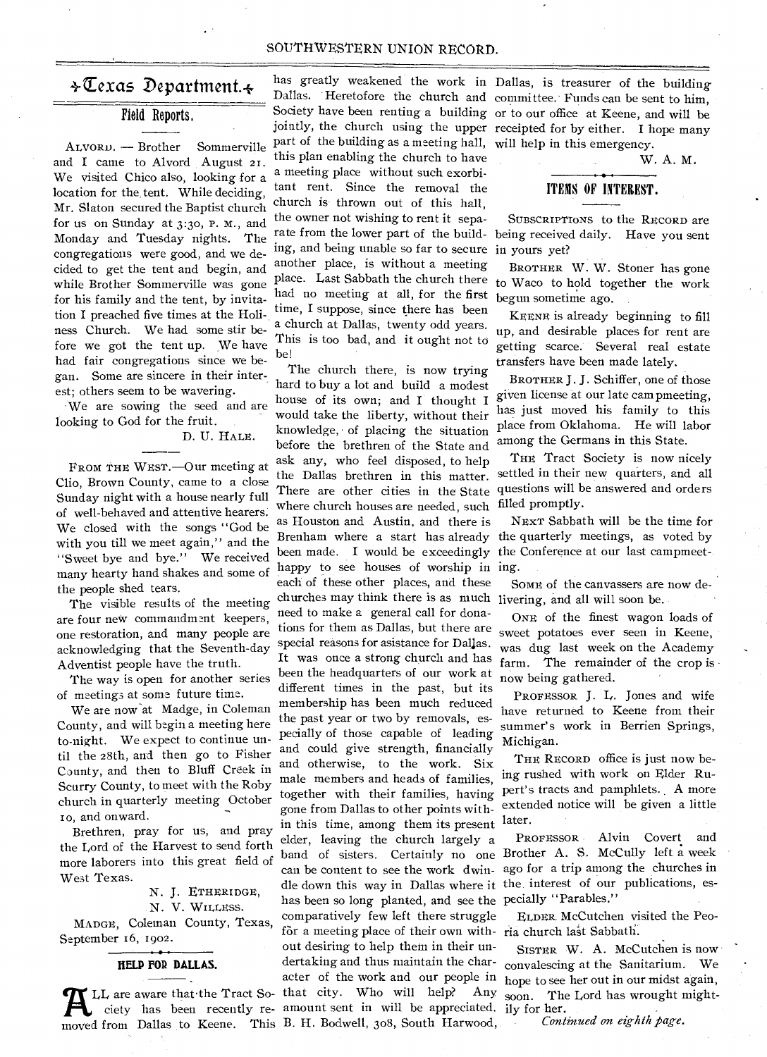# Texas Department.

## Field Reports.

ALVORD. — Brother Sommerville and I came to Alvord August 21. We visited Chico also, looking for a location for the tent. While deciding, Mr. Slaton secured the Baptist church for us on Sunday at 3:30, P. M., and Monday and Tuesday nights. The congregations were good, and we decided to get the tent and begin, and while Brother Sommerville was gone for his family and the tent, by invitation I preached five times at the Holiness Church. We had some stir before we got the tent up. We have had fair congregations since we began. Some are sincere in their interest; others seem to be wavering.

We are sowing the seed and are looking to God for the fruit.

D. U. HALE.

FROM THE WEST.—Our meeting at Clio, Brown County, came to a close Sunday night with a house nearly full of well-behaved and attentive hearers. We closed with the songs "God be with you till we meet again," and the "Sweet bye and bye." We received many hearty hand shakes and some of the people shed tears.

The visible results of the meeting are four new commandment keepers, one restoration, and many people are acknowledging that the Seventh-day Adventist people have the truth.

The way is open for another series of meetings at some future time.

We are now at Madge, in Coleman County, and will begin a meeting here to-night. We expect to continue until the 28th, and then go to Fisher County, and then to Bluff Creek in Scurry County, to meet with the Roby church in quarterly meeting October 10, and onward.

Brethren, pray for us, and pray the Lord of the Harvest to send forth more laborers into this great field of West Texas.

N. J. ETHERIDGE,
N. V. WILLESS.

MADGE, Coleman County, Texas, September 16, 1902.

## HELP FOR DALLAS.

ALL are aware that the Tract Society has been recently removed from Dallas to Keene. This has greatly weakened the work in Dallas. Heretofore the church and Society have been renting a building jointly, the church using the upper part of the building as a meeting hall, this plan enabling the church to have a meeting place without such exorbitant rent. Since the removal the church is thrown out of this hall, the owner not wishing to rent it separate from the lower part of the building, and being unable so far to secure another place, is without a meeting place. Last Sabbath the church there had no meeting at all, for the first time, I suppose, since there has been a church at Dallas, twenty odd years. This is too bad, and it ought not to be!

The church there, is now trying hard to buy a lot and build a modest house of its own; and I thought I would take the liberty, without their knowledge, of placing the situation before the brethren of the State and ask any, who feel disposed, to help the Dallas brethren in this matter. There are other cities in the State where church houses are needed, such as Houston and Austin, and there is Brenham where a start has already been made. I would be exceedingly happy to see houses of worship in each of these other places, and these churches may think there is as much need to make a general call for donations for them as Dallas, but there are special reasons for asistance for Dallas. It was once a strong church and has been the headquarters of our work at different times in the past, but its membership has been much reduced the past year or two by removals, especially of those capable of leading and could give strength, financially and otherwise, to the work. Six male members and heads of families, together with their families, having gone from Dallas to other points within this time, among them its present elder, leaving the church largely a band of sisters. Certainly no one can be content to see the work dwindle down this way in Dallas where it has been so long planted, and see the comparatively few left there struggle for a meeting place of their own without desiring to help them in their undertaking and thus maintain the character of the work and our people in that city. Who will help? Any amount sent in will be appreciated. B. H. Bodwell, 308, South Harwood, Dallas, is treasurer of the building committee. Funds can be sent to him, or to our office at Keene, and will be receipted for by either. I hope many will help in this emergency.

W. A. M.

## ITEMS OF INTEREST.

SUBSCRIPTIONS to the RECORD are being received daily. Have you sent in yours yet?

BROTHER W. W. Stoner has gone to Waco to hold together the work begun sometime ago.

KEENE is already beginning to fill up, and desirable places for rent are getting scarce. Several real estate transfers have been made lately.

BROTHER J. J. Schiffer, one of those given license at our late campmeeting, has just moved his family to this place from Oklahoma. He will labor among the Germans in this State.

THE Tract Society is now nicely settled in their new quarters, and all questions will be answered and orders filled promptly.

NEXT Sabbath will be the time for the quarterly meetings, as voted by the Conference at our last campmeeting.

SOME of the canvassers are now delivering, and all will soon be.

ONE of the finest wagon loads of sweet potatoes ever seen in Keene, was dug last week on the Academy farm. The remainder of the crop is now being gathered.

PROFESSOR J. L. Jones and wife have returned to Keene from their summer's work in Berrien Springs, Michigan.

THE RECORD office is just now being rushed with work on Elder Rupert's tracts and pamphlets. A more extended notice will be given a little later.

PROFESSOR Alvin Covert and Brother A. S. McCully left a week ago for a trip among the churches in the interest of our publications, especially "Parables."

ELDER McCutchen visited the Peoria church last Sabbath.

SISTER W. A. McCutchen is now convalescing at the Sanitarium. We hope to see her out in our midst again, soon. The Lord has wrought mightily for her.

*Continued on eighth page.*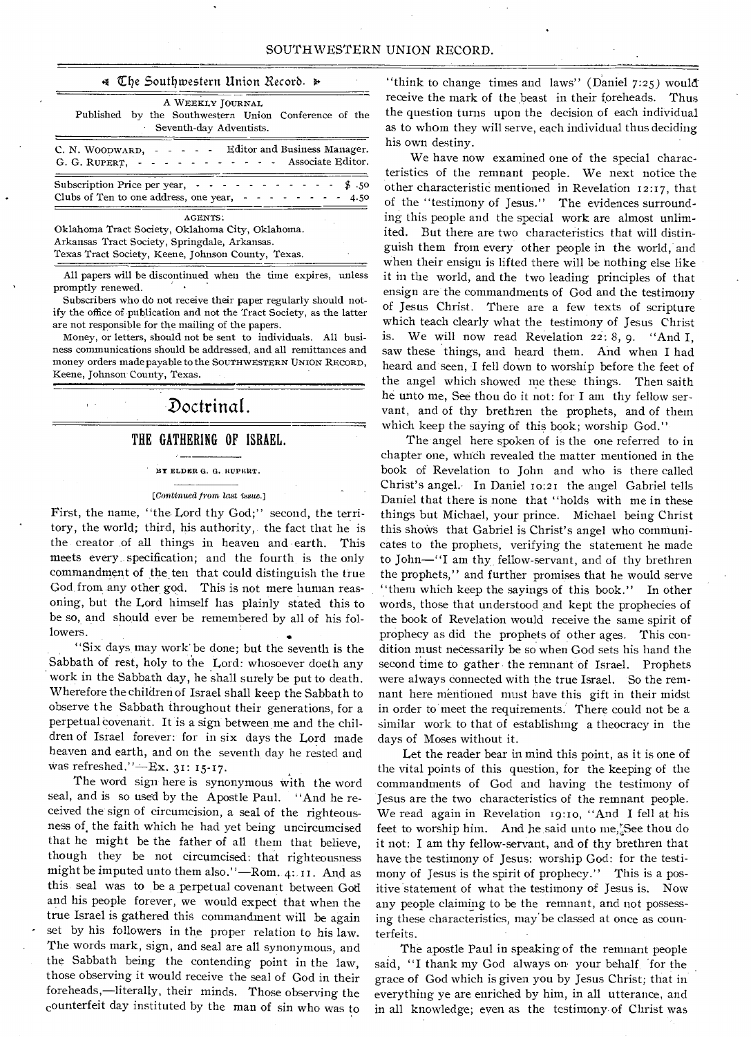# The Southwestern Union Record.

A WEEKLY JOURNAL

Published by the Southwestern Union Conference of the Seventh-day Adventists.

C. N. WOODWARD, - - - - - Editor and Business Manager.
G. G. RUPERT, - - - - - - - - - - - Associate Editor.

Subscription Price per year, - - - - - - - - - - - - $ .50
Clubs of Ten to one address, one year, - - - - - - - - 4.50

AGENTS:

Oklahoma Tract Society, Oklahoma City, Oklahoma.
Arkansas Tract Society, Springdale, Arkansas.
Texas Tract Society, Keene, Johnson County, Texas.

All papers will be discontinued when the time expires, unless promptly renewed.

Subscribers who do not receive their paper regularly should notify the office of publication and not the Tract Society, as the latter are not responsible for the mailing of the papers.

Money, or letters, should not be sent to individuals. All business communications should be addressed, and all remittances and money orders made payable to the SOUTHWESTERN UNION RECORD, Keene, Johnson County, Texas.

# Doctrinal.

## THE GATHERING OF ISRAEL.

BY ELDER G. G. RUPERT.

*[Continued from last issue.]*

First, the name, "the Lord thy God;" second, the territory, the world; third, his authority, the fact that he is the creator of all things in heaven and earth. This meets every specification; and the fourth is the only commandment of the ten that could distinguish the true God from any other god. This is not mere human reasoning, but the Lord himself has plainly stated this to be so, and should ever be remembered by all of his followers.

"Six days may work be done; but the seventh is the Sabbath of rest, holy to the Lord: whosoever doeth any work in the Sabbath day, he shall surely be put to death. Wherefore the children of Israel shall keep the Sabbath to observe the Sabbath throughout their generations, for a perpetual covenant. It is a sign between me and the children of Israel forever: for in six days the Lord made heaven and earth, and on the seventh day he rested and was refreshed."—Ex. 31: 15-17.

The word sign here is synonymous with the word seal, and is so used by the Apostle Paul. "And he received the sign of circumcision, a seal of the righteousness of the faith which he had yet being uncircumcised that he might be the father of all them that believe, though they be not circumcised: that righteousness might be imputed unto them also."—Rom. 4: 11. And as this seal was to be a perpetual covenant between God and his people forever, we would expect that when the true Israel is gathered this commandment will be again set by his followers in the proper relation to his law. The words mark, sign, and seal are all synonymous, and the Sabbath being the contending point in the law, those observing it would receive the seal of God in their foreheads,—literally, their minds. Those observing the counterfeit day instituted by the man of sin who was to "think to change times and laws" (Daniel 7:25) would receive the mark of the beast in their foreheads. Thus the question turns upon the decision of each individual as to whom they will serve, each individual thus deciding his own destiny.

We have now examined one of the special characteristics of the remnant people. We next notice the other characteristic mentioned in Revelation 12:17, that of the "testimony of Jesus." The evidences surrounding this people and the special work are almost unlimited. But there are two characteristics that will distinguish them from every other people in the world, and when their ensign is lifted there will be nothing else like it in the world, and the two leading principles of that ensign are the commandments of God and the testimony of Jesus Christ. There are a few texts of scripture which teach clearly what the testimony of Jesus Christ is. We will now read Revelation 22: 8, 9. "And I, saw these things, and heard them. And when I had heard and seen, I fell down to worship before the feet of the angel which showed me these things. Then saith he unto me, See thou do it not: for I am thy fellow servant, and of thy brethren the prophets, and of them which keep the saying of this book; worship God."

The angel here spoken of is the one referred to in chapter one, which revealed the matter mentioned in the book of Revelation to John and who is there called Christ's angel. In Daniel 10:21 the angel Gabriel tells Daniel that there is none that "holds with me in these things but Michael, your prince. Michael being Christ this shows that Gabriel is Christ's angel who communicates to the prophets, verifying the statement he made to John—"I am thy fellow-servant, and of thy brethren the prophets," and further promises that he would serve "them which keep the sayings of this book." In other words, those that understood and kept the prophecies of the book of Revelation would receive the same spirit of prophecy as did the prophets of other ages. This condition must necessarily be so when God sets his hand the second time to gather the remnant of Israel. Prophets were always connected with the true Israel. So the remnant here mentioned must have this gift in their midst in order to meet the requirements. There could not be a similar work to that of establishing a theocracy in the days of Moses without it.

Let the reader bear in mind this point, as it is one of the vital points of this question, for the keeping of the commandments of God and having the testimony of Jesus are the two characteristics of the remnant people. We read again in Revelation 19:10, "And I fell at his feet to worship him. And he said unto me, See thou do it not: I am thy fellow-servant, and of thy brethren that have the testimony of Jesus: worship God: for the testimony of Jesus is the spirit of prophecy." This is a positive statement of what the testimony of Jesus is. Now any people claiming to be the remnant, and not possessing these characteristics, may be classed at once as counterfeits.

The apostle Paul in speaking of the remnant people said, "I thank my God always on your behalf for the grace of God which is given you by Jesus Christ; that in everything ye are enriched by him, in all utterance, and in all knowledge; even as the testimony of Christ was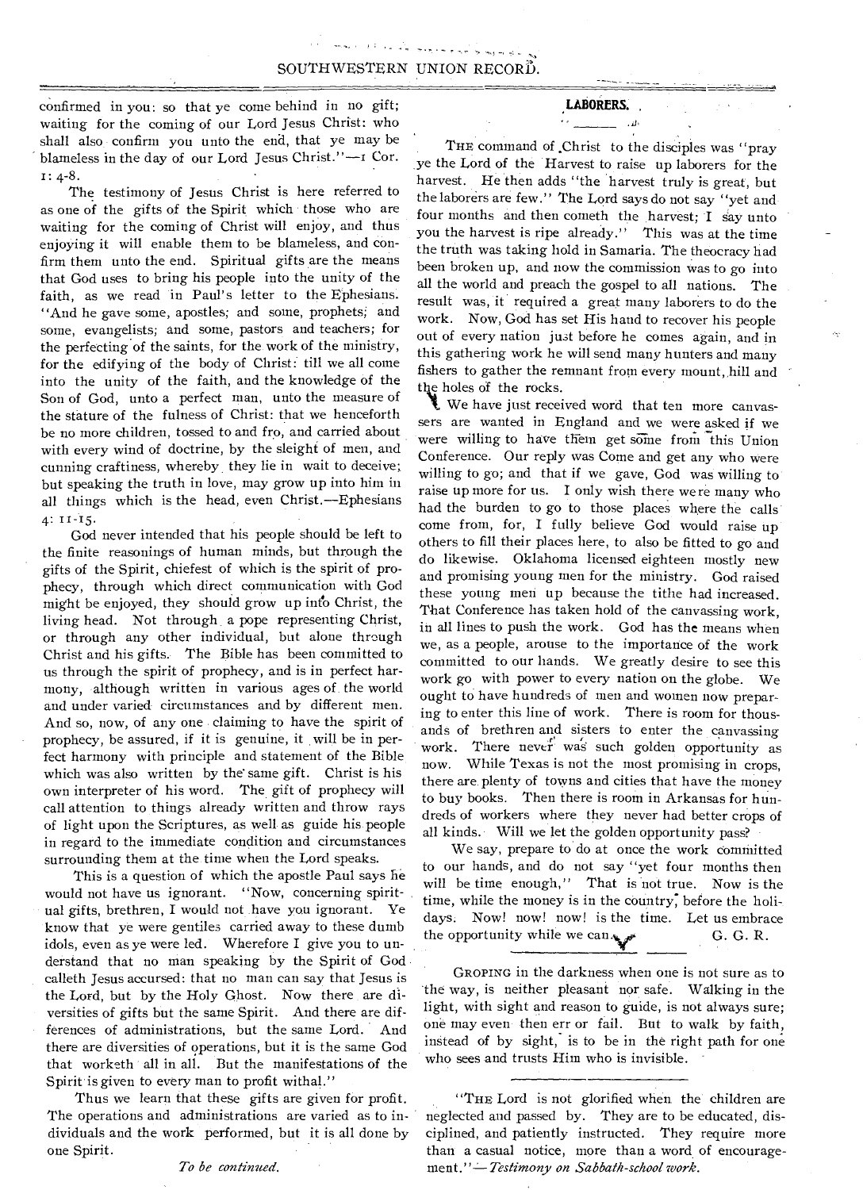confirmed in you: so that ye come behind in no gift; waiting for the coming of our Lord Jesus Christ: who shall also confirm you unto the end, that ye may be blameless in the day of our Lord Jesus Christ."—1 Cor. 1: 4-8.

The testimony of Jesus Christ is here referred to as one of the gifts of the Spirit which those who are waiting for the coming of Christ will enjoy, and thus enjoying it will enable them to be blameless, and confirm them unto the end. Spiritual gifts are the means that God uses to bring his people into the unity of the faith, as we read in Paul's letter to the Ephesians. "And he gave some, apostles; and some, prophets; and some, evangelists; and some, pastors and teachers; for the perfecting of the saints, for the work of the ministry, for the edifying of the body of Christ: till we all come into the unity of the faith, and the knowledge of the Son of God, unto a perfect man, unto the measure of the stature of the fulness of Christ: that we henceforth be no more children, tossed to and fro, and carried about with every wind of doctrine, by the sleight of men, and cunning craftiness, whereby they lie in wait to deceive; but speaking the truth in love, may grow up into him in all things which is the head, even Christ.—Ephesians 4: 11-15.

God never intended that his people should be left to the finite reasonings of human minds, but through the gifts of the Spirit, chiefest of which is the spirit of prophecy, through which direct communication with God might be enjoyed, they should grow up into Christ, the living head. Not through a pope representing Christ, or through any other individual, but alone through Christ and his gifts. The Bible has been committed to us through the spirit of prophecy, and is in perfect harmony, although written in various ages of the world and under varied circumstances and by different men. And so, now, of any one claiming to have the spirit of prophecy, be assured, if it is genuine, it will be in perfect harmony with principle and statement of the Bible which was also written by the same gift. Christ is his own interpreter of his word. The gift of prophecy will call attention to things already written and throw rays of light upon the Scriptures, as well as guide his people in regard to the immediate condition and circumstances surrounding them at the time when the Lord speaks.

This is a question of which the apostle Paul says he would not have us ignorant. "Now, concerning spiritual gifts, brethren, I would not have you ignorant. Ye know that ye were gentiles carried away to these dumb idols, even as ye were led. Wherefore I give you to understand that no man speaking by the Spirit of God calleth Jesus accursed: that no man can say that Jesus is the Lord, but by the Holy Ghost. Now there are diversities of gifts but the same Spirit. And there are differences of administrations, but the same Lord. And there are diversities of operations, but it is the same God that worketh all in all. But the manifestations of the Spirit is given to every man to profit withal."

Thus we learn that these gifts are given for profit. The operations and administrations are varied as to individuals and the work performed, but it is all done by one Spirit.

*To be continued.*

## LABORERS.

THE command of Christ to the disciples was "pray ye the Lord of the Harvest to raise up laborers for the harvest. He then adds "the harvest truly is great, but the laborers are few." The Lord says do not say "yet and four months and then cometh the harvest; I say unto you the harvest is ripe already." This was at the time the truth was taking hold in Samaria. The theocracy had been broken up, and now the commission was to go into all the world and preach the gospel to all nations. The result was, it required a great many laborers to do the work. Now, God has set His hand to recover his people out of every nation just before he comes again, and in this gathering work he will send many hunters and many fishers to gather the remnant from every mount, hill and the holes of the rocks.

We have just received word that ten more canvassers are wanted in England and we were asked if we were willing to have them get some from this Union Conference. Our reply was Come and get any who were willing to go; and that if we gave, God was willing to raise up more for us. I only wish there were many who had the burden to go to those places where the calls come from, for, I fully believe God would raise up others to fill their places here, to also be fitted to go and do likewise. Oklahoma licensed eighteen mostly new and promising young men for the ministry. God raised these young men up because the tithe had increased. That Conference has taken hold of the canvassing work, in all lines to push the work. God has the means when we, as a people, arouse to the importance of the work committed to our hands. We greatly desire to see this work go with power to every nation on the globe. We ought to have hundreds of men and women now preparing to enter this line of work. There is room for thousands of brethren and sisters to enter the canvassing work. There never was such golden opportunity as now. While Texas is not the most promising in crops, there are plenty of towns and cities that have the money to buy books. Then there is room in Arkansas for hundreds of workers where they never had better crops of all kinds. Will we let the golden opportunity pass?

We say, prepare to do at once the work committed to our hands, and do not say "yet four months then will be time enough," That is not true. Now is the time, while the money is in the country, before the holidays. Now! now! now! is the time. Let us embrace the opportunity while we can.

G. G. R.

---

GROPING in the darkness when one is not sure as to the way, is neither pleasant nor safe. Walking in the light, with sight and reason to guide, is not always sure; one may even then err or fail. But to walk by faith, instead of by sight, is to be in the right path for one who sees and trusts Him who is invisible.

---

"THE Lord is not glorified when the children are neglected and passed by. They are to be educated, disciplined, and patiently instructed. They require more than a casual notice, more than a word of encouragement."—*Testimony on Sabbath-school work.*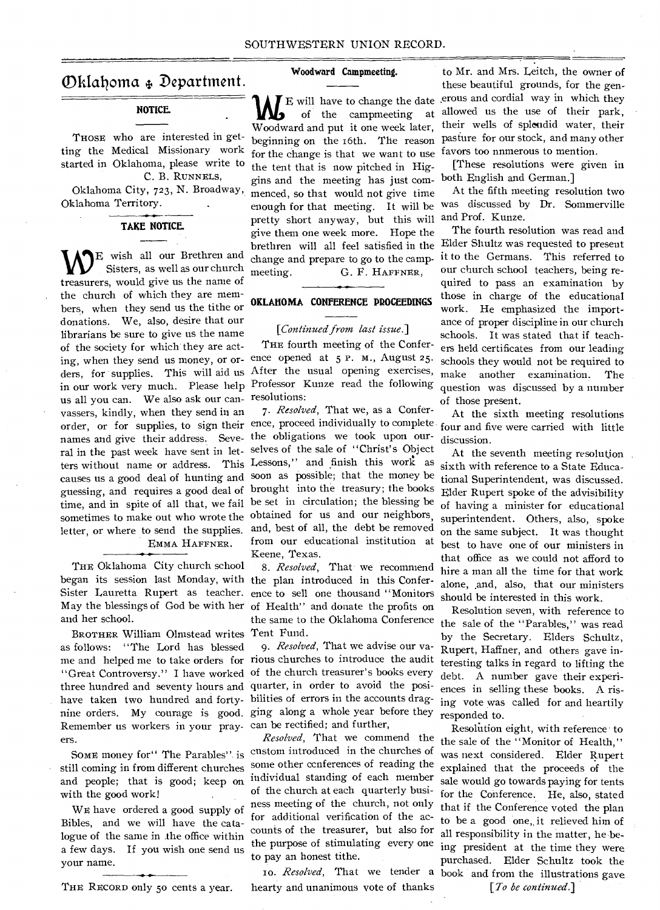# Oklahoma ❖ Department.

## NOTICE.

THOSE who are interested in getting the Medical Missionary work started in Oklahoma, please write to

C. B. RUNNELS,

Oklahoma City, 723, N. Broadway, Oklahoma Territory.

## TAKE NOTICE.

WE wish all our Brethren and Sisters, as well as our church treasurers, would give us the name of the church of which they are members, when they send us the tithe or donations. We, also, desire that our librarians be sure to give us the name of the society for which they are acting, when they send us money, or orders, for supplies. This will aid us in our work very much. Please help us all you can. We also ask our canvassers, kindly, when they send in an order, or for supplies, to sign their names and give their address. Several in the past week have sent in letters without name or address. This causes us a good deal of hunting and guessing, and requires a good deal of time, and in spite of all that, we fail sometimes to make out who wrote the letter, or where to send the supplies.

EMMA HAFFNER.

THE Oklahoma City church school began its session last Monday, with Sister Lauretta Rupert as teacher. May the blessings of God be with her and her school.

BROTHER William Olmstead writes as follows: "The Lord has blessed me and helped me to take orders for "Great Controversy." I have worked three hundred and seventy hours and have taken two hundred and forty-nine orders. My courage is good. Remember us workers in your prayers.

SOME money for "The Parables" is still coming in from different churches and people; that is good; keep on with the good work!

WE have ordered a good supply of Bibles, and we will have the catalogue of the same in the office within a few days. If you wish one send us your name.

THE RECORD only 50 cents a year.

## Woodward Campmeeting.

WE will have to change the date of the campmeeting at Woodward and put it one week later, beginning on the 16th. The reason for the change is that we want to use the tent that is now pitched in Higgins and the meeting has just commenced, so that would not give time enough for that meeting. It will be pretty short anyway, but this will give them one week more. Hope the brethren will all feel satisfied in the change and prepare to go to the campmeeting.

G. F. HAFFNER,

## OKLAHOMA CONFERENCE PROCEEDINGS

[*Continued from last issue.*]

THE fourth meeting of the Conference opened at 5 P. M., August 25. After the usual opening exercises, Professor Kunze read the following resolutions:

7. *Resolved*, That we, as a Conference, proceed individually to complete the obligations we took upon ourselves of the sale of "Christ's Object Lessons," and finish this work as soon as possible; that the money be brought into the treasury; the books be set in circulation; the blessing be obtained for us and our neighbors, and, best of all, the debt be removed from our educational institution at Keene, Texas.

8. *Resolved*, That we recommend the plan introduced in this Conference to sell one thousand "Monitors of Health" and donate the profits on the same to the Oklahoma Conference Tent Fund.

9. *Resolved*, That we advise our various churches to introduce the audit of the church treasurer's books every quarter, in order to avoid the possibilities of errors in the accounts dragging along a whole year before they can be rectified; and further,

*Resolved*, That we commend the custom introduced in the churches of some other conferences of reading the individual standing of each member of the church at each quarterly business meeting of the church, not only for additional verification of the accounts of the treasurer, but also for the purpose of stimulating every one to pay an honest tithe.

10. *Resolved*, That we tender a hearty and unanimous vote of thanks to Mr. and Mrs. Leitch, the owner of these beautiful grounds, for the generous and cordial way in which they allowed us the use of their park, their wells of splendid water, their pasture for our stock, and many other favors too nnmerous to mention.

[These resolutions were given in both English and German.]

At the fifth meeting resolution two was discussed by Dr. Sommerville and Prof. Kunze.

The fourth resolution was read and Elder Shultz was requested to present it to the Germans. This referred to our church school teachers, being required to pass an examination by those in charge of the educational work. He emphasized the importance of proper discipline in our church schools. It was stated that if teachers held certificates from our leading schools they would not be required to make another examination. The question was discussed by a number of those present.

At the sixth meeting resolutions four and five were carried with little discussion.

At the seventh meeting resolution sixth with reference to a State Educational Superintendent, was discussed. Elder Rupert spoke of the advisibility of having a minister for educational superintendent. Others, also, spoke on the same subject. It was thought best to have one of our ministers in that office as we could not afford to hire a man all the time for that work alone, and, also, that our ministers should be interested in this work.

Resolution seven, with reference to the sale of the "Parables," was read by the Secretary. Elders Schultz, Rupert, Haffner, and others gave interesting talks in regard to lifting the debt. A number gave their experiences in selling these books. A rising vote was called for and heartily responded to.

Resolution eight, with reference to the sale of the "Monitor of Health," was next considered. Elder Rupert explained that the proceeds of the sale would go towards paying for tents for the Conference. He, also, stated that if the Conference voted the plan to be a good one, it relieved him of all responsibility in the matter, he being president at the time they were purchased. Elder Schultz took the book and from the illustrations gave

[*To be continued.*]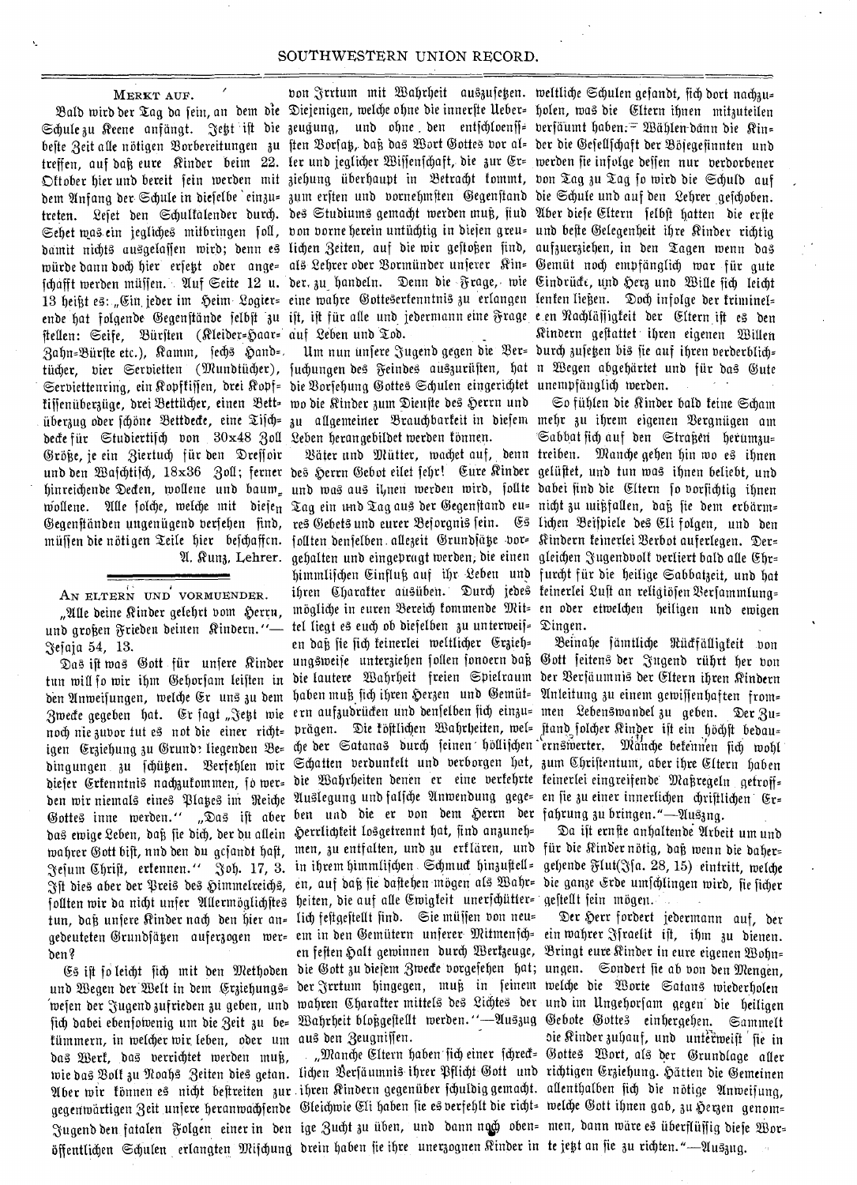## Merkt auf.

Bald wird der Tag da sein, an dem die Schule zu Keene anfängt. Jetzt ist die beste Zeit alle nötigen Vorbereitungen zu treffen, auf daß eure Kinder beim 22. Oktober hier und bereit sein werden mit dem Anfang der Schule in dieselbe einzutreten. Leset den Schulkalender durch. Sehet was ein jegliches mitbringen soll, damit nichts ausgelassen wird; denn es würde dann doch hier ersetzt oder angeschafft werden müssen. Auf Seite 12 u. 13 heißt es: „Ein jeder im Heim Logierende hat folgende Gegenstände selbst zu stellen: Seife, Bürsten (Kleider-Haar-Zahn-Bürste etc.), Kamm, sechs Handtücher, vier Servietten (Mundtücher), Serviettenring, ein Kopfkissen, drei Kopfkissenüberzüge, drei Bettücher, einen Bettüberzug oder schöne Bettdecke, eine Tischdecke für Studiertisch von 30x48 Zoll Größe, je ein Ziertuch für den Dressoir und den Waschtisch, 18x36 Zoll; ferner hinreichende Decken, wollene und baumwollene. Alle solche, welche mit diesen Gegenständen ungenügend versehen sind, müssen die nötigen Teile hier beschaffen.

A. Kunz, Lehrer.

## An Eltern und Vormuender.

„Alle deine Kinder gelehrt vom Herrn, und großen Frieden deinen Kindern."— Jesaja 54, 13.

Das ist was Gott für unsere Kinder tun will so wir ihm Gehorsam leisten in den Anweisungen, welche Er uns zu dem Zwecke gegeben hat. Er sagt „Jetzt wie noch nie zuvor tut es not die einer richtigen Erziehung zu Grund liegenden Bedingungen zu schützen. Verfehlen wir dieser Erkenntnis nachzukommen, so werden wir niemals eines Platzes im Reiche Gottes inne werden." „Das ist aber das ewige Leben, daß sie dich, der du allein wahrer Gott bist, und den du gesandt hast, Jesum Christ, erkennen." Joh. 17, 3. Ist dies aber der Preis des Himmelreichs, sollten wir da nicht unser Allermöglichstes tun, daß unsere Kinder nach den hier angedeuteten Grundsätzen auferzogen werden?

Es ist so leicht sich mit den Methoden und Wegen der Welt in dem Erziehungswesen der Jugend zufrieden zu geben, und sich dabei ebensowenig um die Zeit zu bekümmern, in welcher wir leben, oder um das Werk, das verrichtet werden muß, wie das Volk zu Noahs Zeiten dies getan. Aber wir können es nicht bestreiten zur gegenwärtigen Zeit unsere heranwachsende Jugend den fatalen Folgen einer in den öffentlichen Schulen erlangten Mischung von Irrtum mit Wahrheit auszusetzen. Diejenigen, welche ohne die innerste Ueberzeugung, und ohne den entschlossensten Vorsatz, daß das Wort Gottes vor aller und jeglicher Wissenschaft, die zur Erziehung überhaupt in Betracht kommt, zum ersten und vornehmsten Gegenstand des Studiums gemacht werden muß, sind von vorne herein untüchtig in diesen greulichen Zeiten, auf die wir gestoßen sind, als Lehrer oder Vormünder unserer Kinder zu handeln. Denn die Frage, wie eine wahre Gotteserkenntnis zu erlangen ist, ist für alle und jedermann eine Frage auf Leben und Tod.

Um nun unsere Jugend gegen die Versuchungen des Feindes auszurüsten, hat die Vorsehung Gottes Schulen eingerichtet wo die Kinder zum Dienste des Herrn und zu allgemeiner Brauchbarkeit in diesem Leben herangebildet werden können.

Väter und Mütter, wachet auf, denn des Herrn Gebot eilet sehr! Eure Kinder und was aus ihnen werden wird, sollte Tag ein und Tag aus der Gegenstand eures Gebets und eurer Besorgnis sein. Es sollten denselben allezeit Grundsätze vorgehalten und eingeprägt werden, die einen himmlischen Einfluß auf ihr Leben und ihren Charakter ausüben. Durch jedes mögliche in euren Bereich kommende Mittel liegt es euch ob dieselben zu unterweisen daß sie sich keinerlei weltlicher Erziehungsweise unterziehen sollen sondern daß die lautere Wahrheit freien Spielraum haben muß sich ihren Herzen und Gemütern aufzudrücken und denselben sich einzuprägen. Die köstlichen Wahrheiten, welche der Satanas durch seinen höllischen Schatten verdunkelt und verborgen hat, die Wahrheiten denen er eine verkehrte Auslegung und falsche Anwendung gegeben und die er von dem Herrn der Herrlichkeit losgetrennt hat, sind anzunehmen, zu entfalten, und zu erklären, und in ihrem himmlischen Schmuck hinzustellen, auf daß sie dastehen mögen als Wahrheiten, die auf alle Ewigkeit unerschütterlich festgestellt sind. Sie müssen von neuem in den Gemütern unserer Mitmenschen festen Halt gewinnen durch Werkzeuge, die Gott zu diesem Zwecke vorgesehen hat; der Irrtum hingegen, muß in seinem wahren Charakter mittels des Lichtes der Wahrheit bloßgestellt werden."—Auszug aus den Zeugnissen.

„Manche Eltern haben sich einer schrecklichen Versäumnis ihrer Pflicht Gott und ihren Kindern gegenüber schuldig gemacht. Gleichwie Eli haben sie es verfehlt die richtige Zucht zu üben, und dann noch obendrein haben sie ihre unerzognen Kinder in weltliche Schulen gesandt, sich dort nachzuholen, was die Eltern ihnen mitzuteilen versäumt haben. Wählen dann die Kinder die Gesellschaft der Bösegesinnten und werden sie infolge dessen nur verdorbener von Tag zu Tag so wird die Schuld auf die Schule und auf den Lehrer geschoben. Aber diese Eltern selbst hatten die erste und beste Gelegenheit ihre Kinder richtig aufzuerziehen, in den Tagen wenn das Gemüt noch empfänglich war für gute Eindrücke, und Herz und Wille sich leicht lenken ließen. Doch infolge der kriminellen Nachlässigkeit der Eltern ist es den Kindern gestattet ihren eigenen Willen durchzusetzen bis sie auf ihren verderblichen Wegen abgehärtet und für das Gute unempfänglich werden.

So fühlen die Kinder bald keine Scham mehr zu ihrem eigenen Vergnügen am Sabbat sich auf den Straßen herumzutreiben. Manche gehen hin wo es ihnen gelüstet, und tun was ihnen beliebt, und dabei sind die Eltern so vorsichtig ihnen nicht zu mißfallen, daß sie dem erbärmlichen Beispiele des Eli folgen, und den Kindern keinerlei Verbot auferlegen. Dergleichen Jugendvolk verliert bald alle Ehrfurcht für die heilige Sabbatzeit, und hat keinerlei Lust an religiösen Versammlungen oder etwelchen heiligen und ewigen Dingen.

Beinahe sämtliche Rückfälligkeit von Gott seitens der Jugend rührt her von der Versäumnis der Eltern ihren Kindern Anleitung zu einem gewissenhaften frommen Lebenswandel zu geben. Der Zustand solcher Kinder ist ein höchst bedauernswerter. Manche bekennen sich wohl zum Christentum, aber ihre Eltern haben keinerlei eingreifende Maßregeln getroffen sie zu einer innerlichen christlichen Erfahrung zu bringen."—Auszug.

Da ist ernste anhaltende Arbeit um und für die Kinder nötig, daß wenn die dahergehende Flut(Jsa. 28, 15) eintritt, welche die ganze Erde umschlingen wird, sie sicher gestellt sein mögen.

Der Herr fordert jedermann auf, der ein wahrer Israelit ist, ihm zu dienen. Bringt eure Kinder in eure eigenen Wohnungen. Sondert sie ab von den Mengen, welche die Worte Satans wiederholen und im Ungehorsam gegen die heiligen Gebote Gottes einhergehen. Sammelt die Kinder zuhauf, und unterweist sie in Gottes Wort, als der Grundlage aller richtigen Erziehung. Hätten die Gemeinen allenthalben sich die nötige Anweisung, welche Gott ihnen gab, zu Herzen genommen, dann wäre es überflüssig diese Worte jetzt an sie zu richten."—Auszug.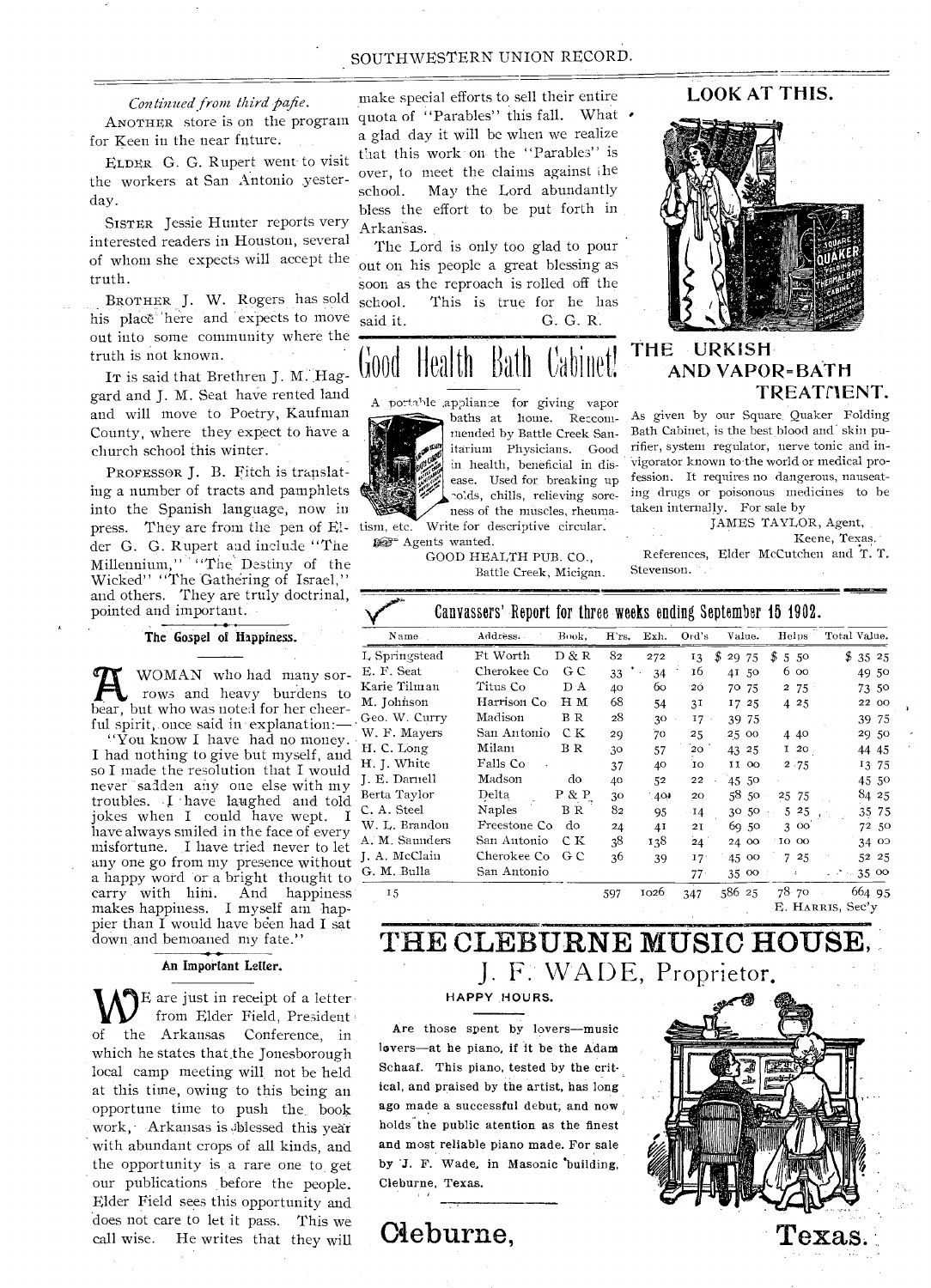*Continued from third page.*

ANOTHER store is on the program for Keen in the near future.

ELDER G. G. Rupert went to visit the workers at San Antonio yesterday.

SISTER Jessie Hunter reports very interested readers in Houston, several of whom she expects will accept the truth.

BROTHER J. W. Rogers has sold his place here and expects to move out into some community where the truth is not known.

IT is said that Brethren J. M. Haggard and J. M. Seat have rented land and will move to Poetry, Kaufman County, where they expect to have a church school this winter.

PROFESSOR J. B. Fitch is translating a number of tracts and pamphlets into the Spanish language, now in press. They are from the pen of Elder G. G. Rupert and include "The Millennium," "The Destiny of the Wicked" "The Gathering of Israel," and others. They are truly doctrinal, pointed and important.

### The Gospel of Happiness.

A WOMAN who had many sorrows and heavy burdens to bear, but who was noted for her cheerful spirit, once said in explanation:—

"You know I have had no money. I had nothing to give but myself, and so I made the resolution that I would never sadden any one else with my troubles. I have laughed and told jokes when I could have wept. I have always smiled in the face of every misfortune. I have tried never to let any one go from my presence without a happy word or a bright thought to carry with him. And happiness makes happiness. I myself am happier than I would have been had I sat down and bemoaned my fate."

### An Important Letter.

WE are just in receipt of a letter from Elder Field, President of the Arkansas Conference, in which he states that the Jonesborough local camp meeting will not be held at this time, owing to this being an opportune time to push the book work. Arkansas is blessed this year with abundant crops of all kinds, and the opportunity is a rare one to get our publications before the people. Elder Field sees this opportunity and does not care to let it pass. This we call wise. He writes that they will make special efforts to sell their entire quota of "Parables" this fall. What a glad day it will be when we realize that this work on the "Parables" is over, to meet the claims against the school. May the Lord abundantly bless the effort to be put forth in Arkansas.

The Lord is only too glad to pour out on his people a great blessing as soon as the reproach is rolled off the school. This is true for he has said it.

G. G. R.

## Good Health Bath Cabinet!

A portable appliance for giving vapor baths at home. Recommended by Battle Creek Sanitarium Physicians. Good in health, beneficial in disease. Used for breaking up colds, chills, relieving soreness of the muscles, rheumatism, etc. Write for descriptive circular.

☞ Agents wanted.

GOOD HEALTH PUB. CO.,
Battle Creek, Micigan.

## LOOK AT THIS.

## THE TURKISH AND VAPOR-BATH TREATMENT.

As given by our Square Quaker Folding Bath Cabinet, is the best blood and skin purifier, system regulator, nerve tonic and invigorator known to the world or medical profession. It requires no dangerous, nauseating drugs or poisonous medicines to be taken internally. For sale by

JAMES TAYLOR, Agent,
Keene, Texas.

References, Elder McCutchen and T. T. Stevenson.

### Canvassers' Report for three weeks ending September 15 1902.

| Name | Address. | Book, | H'rs. | Exh. | Ord's | Value. | Helps | Total Value. |
|---|---|---|---|---|---|---|---|---|
| L Springstead | Ft Worth | D & R | 82 | 272 | 13 | $ 29 75 | $ 5 50 | $ 35 25 |
| E. F. Seat | Cherokee Co | G C | 33 | 34 | 16 | 41 50 | 6 00 | 49 50 |
| Karie Tilman | Titus Co | D A | 40 | 60 | 20 | 70 75 | 2 75 | 73 50 |
| M. Johnson | Harrison Co | H M | 54 | 54 | 31 | 17 25 | 4 25 | 22 00 |
| Geo. W. Curry | Madison | B R | 28 | 30 | 17 | 39 75 | | 39 75 |
| W. F. Mayers | San Antonio | C K | 29 | 70 | 25 | 25 00 | 4 40 | 29 50 |
| H. C. Long | Milam | B R | 30 | 57 | 20 | 43 25 | 1 20 | 44 45 |
| H. J. White | Falls Co | | 37 | 40 | 10 | 11 00 | 2 75 | 13 75 |
| J. E. Darnell | Madson | do | 40 | 52 | 22 | 45 50 | | 45 50 |
| Berta Taylor | Delta | P & P | 30 | 404 | 20 | 58 50 | 25 75 | 84 25 |
| C. A. Steel | Naples | B R | 82 | 95 | 14 | 30 50 | 5 25 | 35 75 |
| W. L. Brandon | Freestone Co | do | 24 | 41 | 21 | 69 50 | 3 00 | 72 50 |
| A. M. Saunders | San Antonio | C K | 38 | 138 | 24 | 24 00 | 10 00 | 34 00 |
| J. A. McClain | Cherokee Co | G C | 36 | 39 | 17 | 45 00 | 7 25 | 52 25 |
| G. M. Bulla | San Antonio | | | | 77 | 35 00 | | 35 00 |
| 15 | | | 597 | 1026 | 347 | 586 25 | 78 70 | 664 95 |

E. HARRIS, Sec'y

## THE CLEBURNE MUSIC HOUSE,

### J. F. WADE, Proprietor.

**HAPPY HOURS.**

Are those spent by lovers—music lovers—at he piano, if it be the Adam Schaaf. This piano, tested by the critical, and praised by the artist, has long ago made a successful debut, and now holds the public atention as the finest and most reliable piano made. For sale by J. F. Wade, in Masonic building, Cleburne, Texas.

**Cleburne, Texas.**